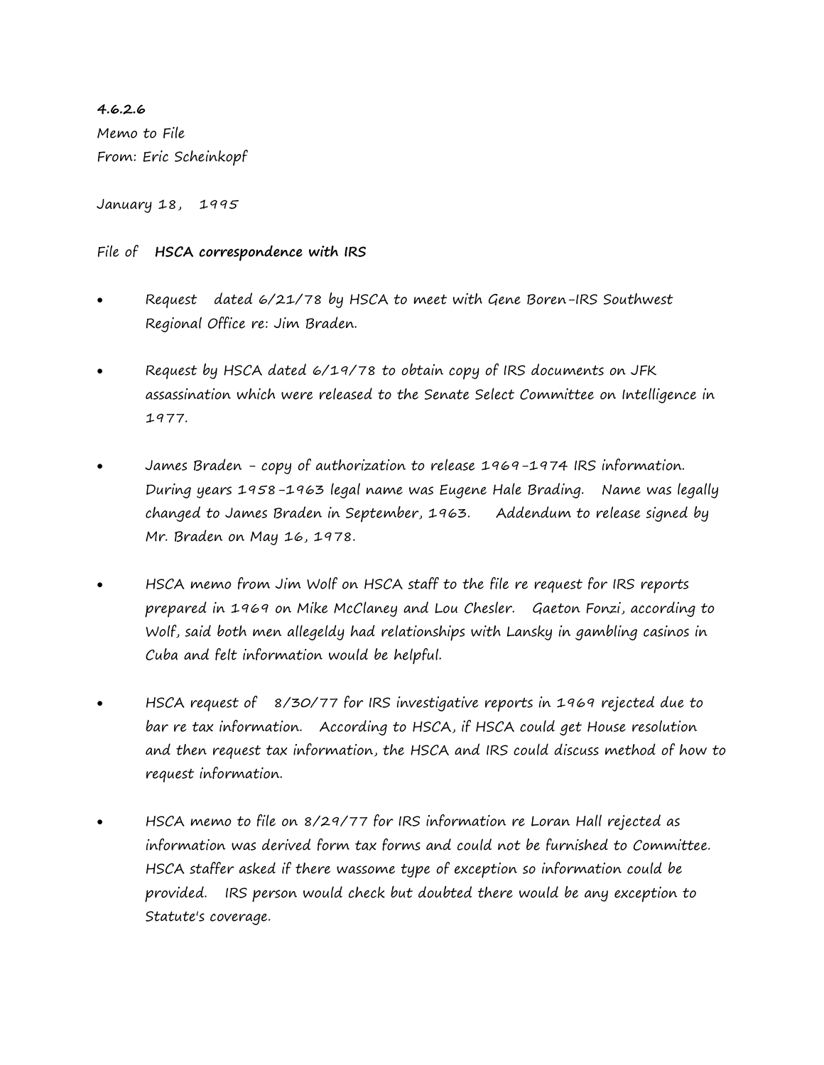**4.6.2.6**
Memo to File
From: Eric Scheinkopf

January 18, 1995

File of **HSCA correspondence with IRS**

- Request dated 6/21/78 by HSCA to meet with Gene Boren-IRS Southwest Regional Office re: Jim Braden.

- Request by HSCA dated 6/19/78 to obtain copy of IRS documents on JFK assassination which were released to the Senate Select Committee on Intelligence in 1977.

- James Braden - copy of authorization to release 1969-1974 IRS information. During years 1958-1963 legal name was Eugene Hale Brading. Name was legally changed to James Braden in September, 1963. Addendum to release signed by Mr. Braden on May 16, 1978.

- HSCA memo from Jim Wolf on HSCA staff to the file re request for IRS reports prepared in 1969 on Mike McClaney and Lou Chesler. Gaeton Fonzi, according to Wolf, said both men allegeldy had relationships with Lansky in gambling casinos in Cuba and felt information would be helpful.

- HSCA request of 8/30/77 for IRS investigative reports in 1969 rejected due to bar re tax information. According to HSCA, if HSCA could get House resolution and then request tax information, the HSCA and IRS could discuss method of how to request information.

- HSCA memo to file on 8/29/77 for IRS information re Loran Hall rejected as information was derived form tax forms and could not be furnished to Committee. HSCA staffer asked if there wassome type of exception so information could be provided. IRS person would check but doubted there would be any exception to Statute's coverage.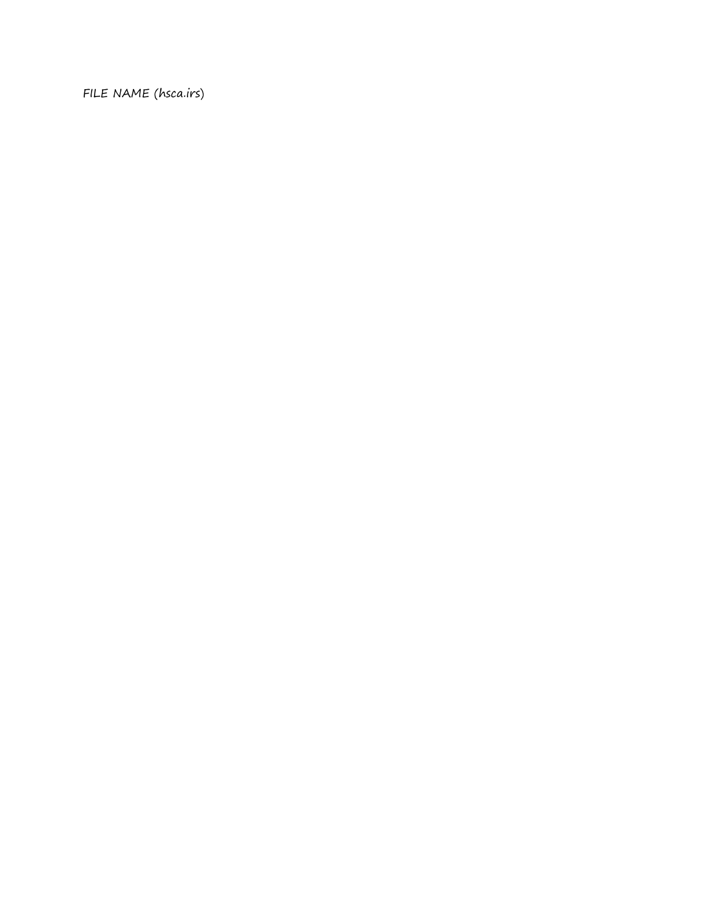FILE NAME (hsca.irs)